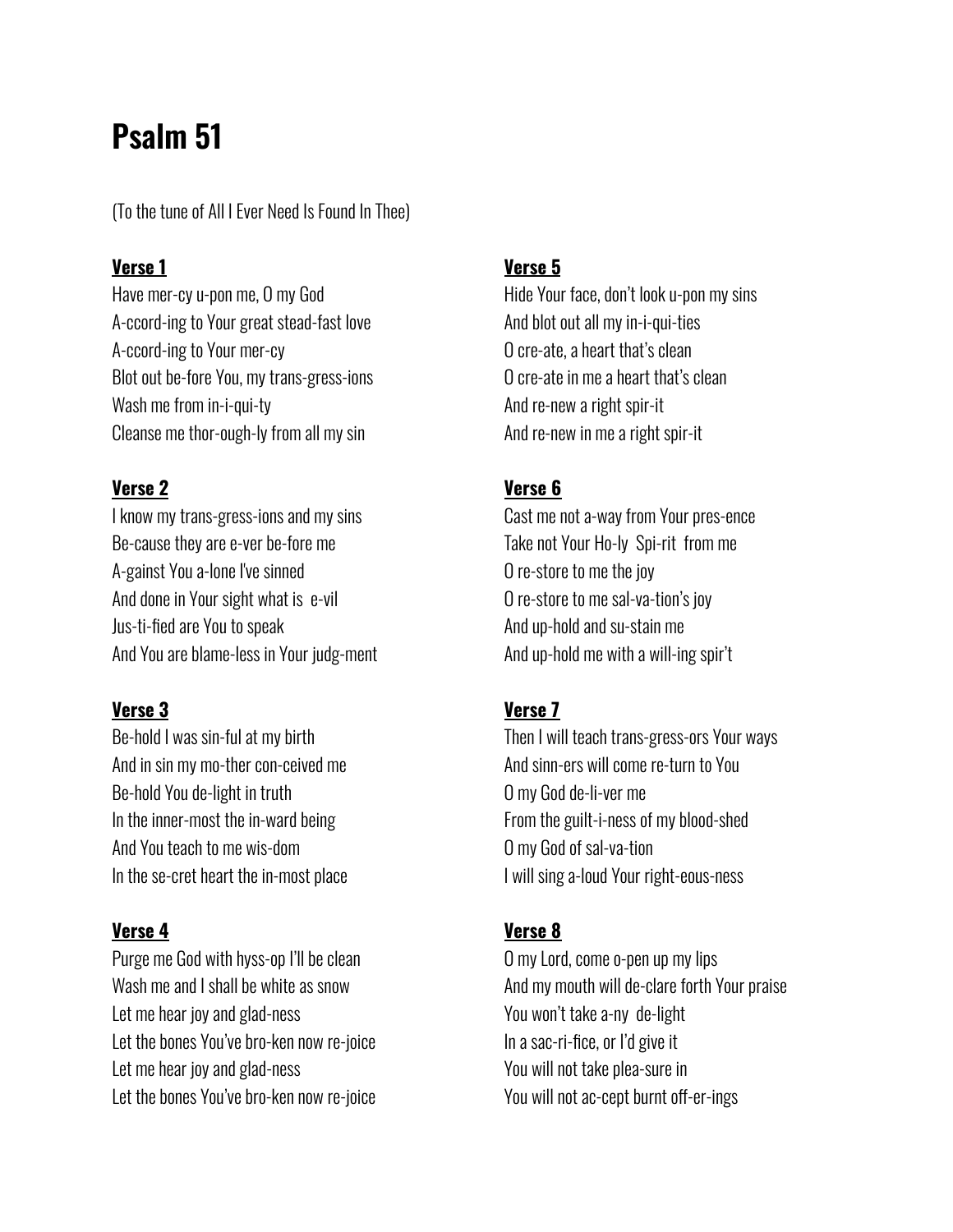# Psalm 51

(To the tune of All I Ever Need Is Found In Thee)

**Verse 1**
Have mer-cy u-pon me, O my God
A-ccord-ing to Your great stead-fast love
A-ccord-ing to Your mer-cy
Blot out be-fore You, my trans-gress-ions
Wash me from in-i-qui-ty
Cleanse me thor-ough-ly from all my sin

**Verse 2**
I know my trans-gress-ions and my sins
Be-cause they are e-ver be-fore me
A-gainst You a-lone I've sinned
And done in Your sight what is e-vil
Jus-ti-fied are You to speak
And You are blame-less in Your judg-ment

**Verse 3**
Be-hold I was sin-ful at my birth
And in sin my mo-ther con-ceived me
Be-hold You de-light in truth
In the inner-most the in-ward being
And You teach to me wis-dom
In the se-cret heart the in-most place

**Verse 4**
Purge me God with hyss-op I'll be clean
Wash me and I shall be white as snow
Let me hear joy and glad-ness
Let the bones You've bro-ken now re-joice
Let me hear joy and glad-ness
Let the bones You've bro-ken now re-joice

**Verse 5**
Hide Your face, don't look u-pon my sins
And blot out all my in-i-qui-ties
O cre-ate, a heart that's clean
O cre-ate in me a heart that's clean
And re-new a right spir-it
And re-new in me a right spir-it

**Verse 6**
Cast me not a-way from Your pres-ence
Take not Your Ho-ly Spi-rit from me
O re-store to me the joy
O re-store to me sal-va-tion's joy
And up-hold and su-stain me
And up-hold me with a will-ing spir't

**Verse 7**
Then I will teach trans-gress-ors Your ways
And sinn-ers will come re-turn to You
O my God de-li-ver me
From the guilt-i-ness of my blood-shed
O my God of sal-va-tion
I will sing a-loud Your right-eous-ness

**Verse 8**
O my Lord, come o-pen up my lips
And my mouth will de-clare forth Your praise
You won't take a-ny de-light
In a sac-ri-fice, or I'd give it
You will not take plea-sure in
You will not ac-cept burnt off-er-ings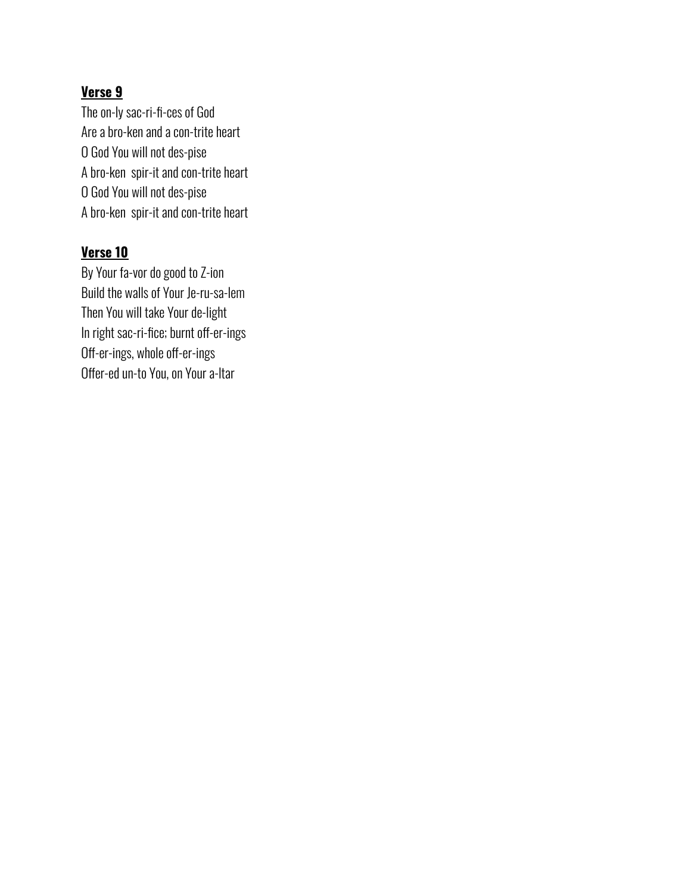**Verse 9**

The on-ly sac-ri-fi-ces of God
Are a bro-ken and a con-trite heart
O God You will not des-pise
A bro-ken  spir-it and con-trite heart
O God You will not des-pise
A bro-ken  spir-it and con-trite heart

**Verse 10**

By Your fa-vor do good to Z-ion
Build the walls of Your Je-ru-sa-lem
Then You will take Your de-light
In right sac-ri-fice; burnt off-er-ings
Off-er-ings, whole off-er-ings
Offer-ed un-to You, on Your a-ltar